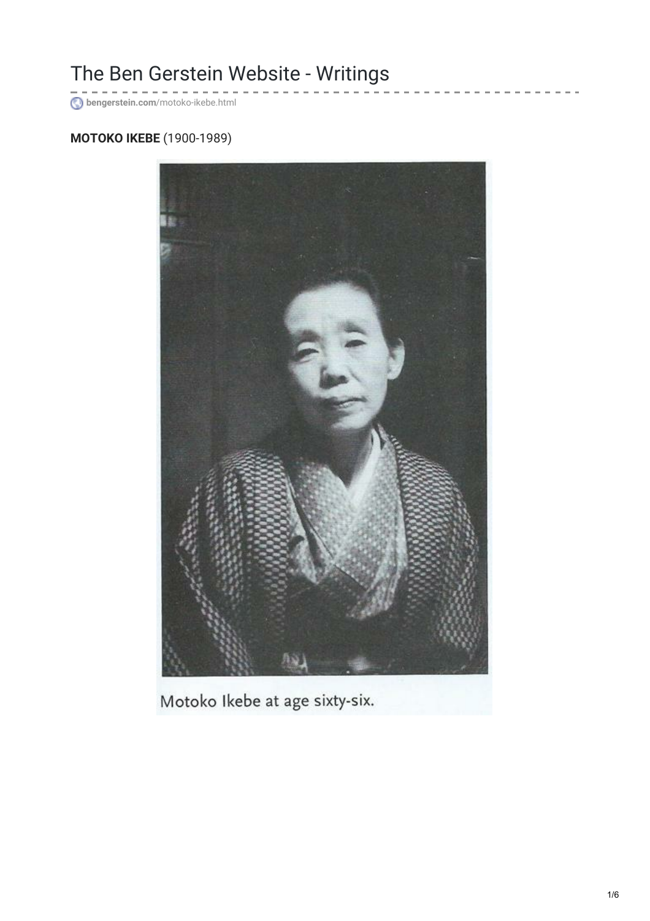# The Ben Gerstein Website - Writings

bengerstein.com/motoko-ikebe.html

**MOTOKO IKEBE** (1900-1989)

Motoko Ikebe at age sixty-six.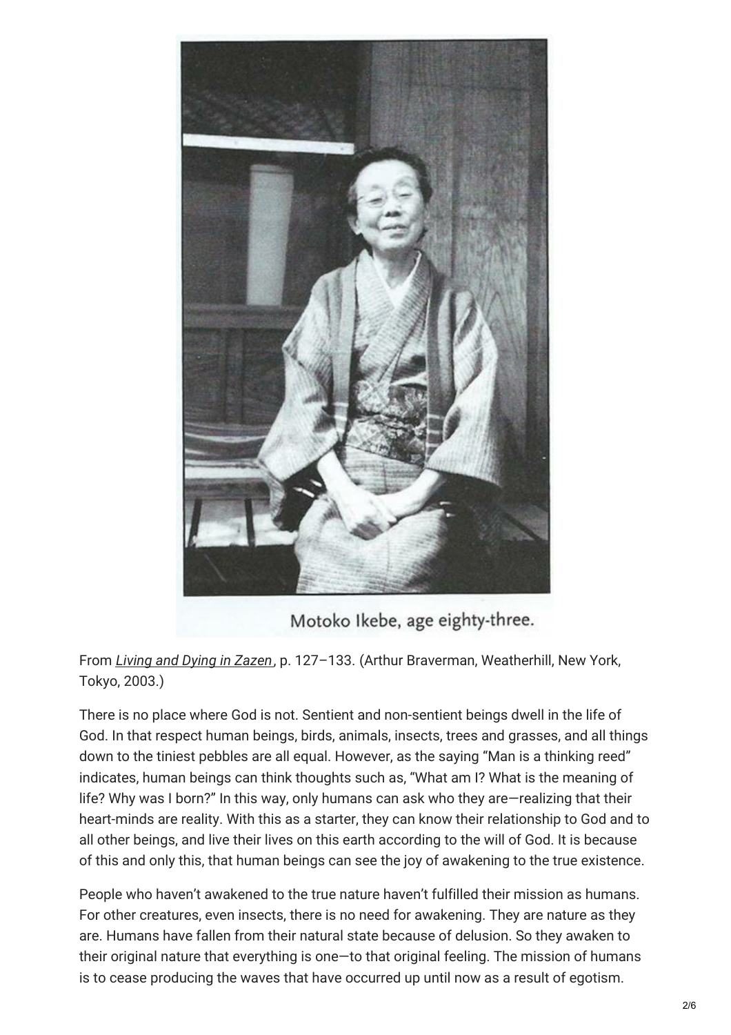Motoko Ikebe, age eighty-three.

From *Living and Dying in Zazen*, p. 127–133. (Arthur Braverman, Weatherhill, New York, Tokyo, 2003.)

There is no place where God is not. Sentient and non-sentient beings dwell in the life of God. In that respect human beings, birds, animals, insects, trees and grasses, and all things down to the tiniest pebbles are all equal. However, as the saying "Man is a thinking reed" indicates, human beings can think thoughts such as, "What am I? What is the meaning of life? Why was I born?" In this way, only humans can ask who they are—realizing that their heart-minds are reality. With this as a starter, they can know their relationship to God and to all other beings, and live their lives on this earth according to the will of God. It is because of this and only this, that human beings can see the joy of awakening to the true existence.

People who haven't awakened to the true nature haven't fulfilled their mission as humans. For other creatures, even insects, there is no need for awakening. They are nature as they are. Humans have fallen from their natural state because of delusion. So they awaken to their original nature that everything is one—to that original feeling. The mission of humans is to cease producing the waves that have occurred up until now as a result of egotism.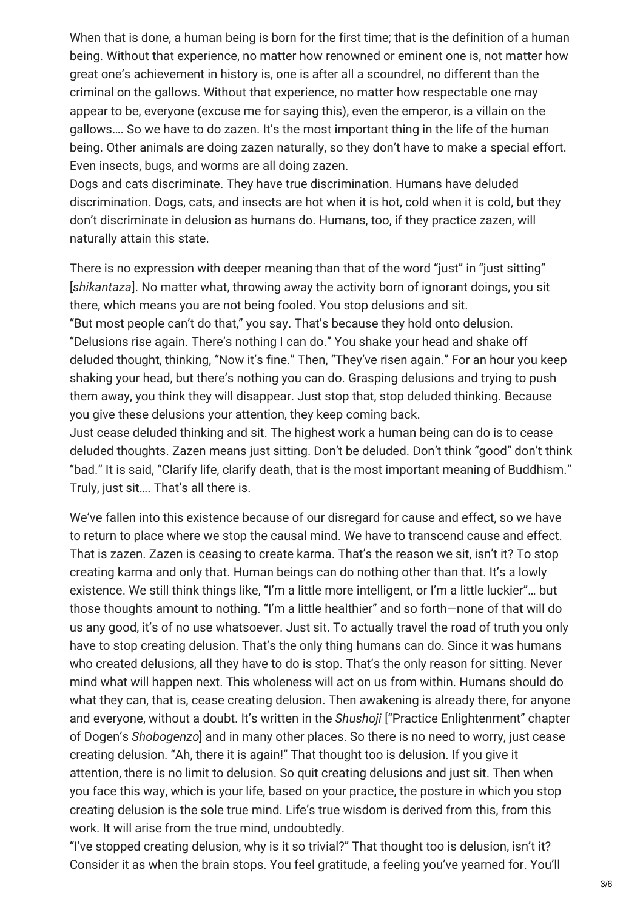When that is done, a human being is born for the first time; that is the definition of a human being. Without that experience, no matter how renowned or eminent one is, not matter how great one's achievement in history is, one is after all a scoundrel, no different than the criminal on the gallows. Without that experience, no matter how respectable one may appear to be, everyone (excuse me for saying this), even the emperor, is a villain on the gallows…. So we have to do zazen. It's the most important thing in the life of the human being. Other animals are doing zazen naturally, so they don't have to make a special effort. Even insects, bugs, and worms are all doing zazen.

Dogs and cats discriminate. They have true discrimination. Humans have deluded discrimination. Dogs, cats, and insects are hot when it is hot, cold when it is cold, but they don't discriminate in delusion as humans do. Humans, too, if they practice zazen, will naturally attain this state.

There is no expression with deeper meaning than that of the word "just" in "just sitting" [*shikantaza*]. No matter what, throwing away the activity born of ignorant doings, you sit there, which means you are not being fooled. You stop delusions and sit.

"But most people can't do that," you say. That's because they hold onto delusion. "Delusions rise again. There's nothing I can do." You shake your head and shake off deluded thought, thinking, "Now it's fine." Then, "They've risen again." For an hour you keep shaking your head, but there's nothing you can do. Grasping delusions and trying to push them away, you think they will disappear. Just stop that, stop deluded thinking. Because you give these delusions your attention, they keep coming back.

Just cease deluded thinking and sit. The highest work a human being can do is to cease deluded thoughts. Zazen means just sitting. Don't be deluded. Don't think "good" don't think "bad." It is said, "Clarify life, clarify death, that is the most important meaning of Buddhism." Truly, just sit…. That's all there is.

We've fallen into this existence because of our disregard for cause and effect, so we have to return to place where we stop the causal mind. We have to transcend cause and effect. That is zazen. Zazen is ceasing to create karma. That's the reason we sit, isn't it? To stop creating karma and only that. Human beings can do nothing other than that. It's a lowly existence. We still think things like, "I'm a little more intelligent, or I'm a little luckier"… but those thoughts amount to nothing. "I'm a little healthier" and so forth—none of that will do us any good, it's of no use whatsoever. Just sit. To actually travel the road of truth you only have to stop creating delusion. That's the only thing humans can do. Since it was humans who created delusions, all they have to do is stop. That's the only reason for sitting. Never mind what will happen next. This wholeness will act on us from within. Humans should do what they can, that is, cease creating delusion. Then awakening is already there, for anyone and everyone, without a doubt. It's written in the *Shushoji* ["Practice Enlightenment" chapter of Dogen's *Shobogenzo*] and in many other places. So there is no need to worry, just cease creating delusion. "Ah, there it is again!" That thought too is delusion. If you give it attention, there is no limit to delusion. So quit creating delusions and just sit. Then when you face this way, which is your life, based on your practice, the posture in which you stop creating delusion is the sole true mind. Life's true wisdom is derived from this, from this work. It will arise from the true mind, undoubtedly.

"I've stopped creating delusion, why is it so trivial?" That thought too is delusion, isn't it? Consider it as when the brain stops. You feel gratitude, a feeling you've yearned for. You'll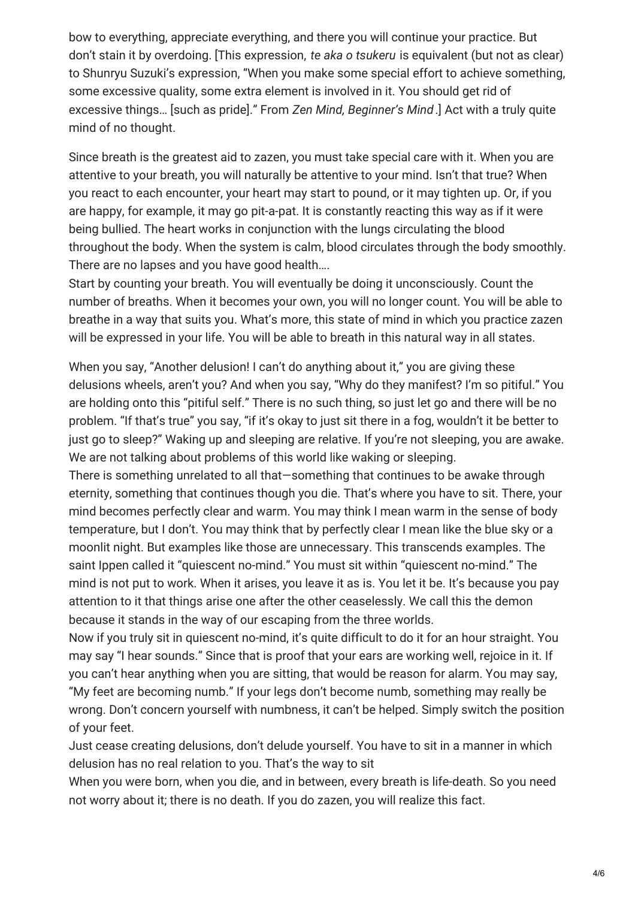bow to everything, appreciate everything, and there you will continue your practice. But don't stain it by overdoing. [This expression, *te aka o tsukeru* is equivalent (but not as clear) to Shunryu Suzuki's expression, "When you make some special effort to achieve something, some excessive quality, some extra element is involved in it. You should get rid of excessive things… [such as pride]." From *Zen Mind, Beginner's Mind* .] Act with a truly quite mind of no thought.

Since breath is the greatest aid to zazen, you must take special care with it. When you are attentive to your breath, you will naturally be attentive to your mind. Isn't that true? When you react to each encounter, your heart may start to pound, or it may tighten up. Or, if you are happy, for example, it may go pit-a-pat. It is constantly reacting this way as if it were being bullied. The heart works in conjunction with the lungs circulating the blood throughout the body. When the system is calm, blood circulates through the body smoothly. There are no lapses and you have good health….

Start by counting your breath. You will eventually be doing it unconsciously. Count the number of breaths. When it becomes your own, you will no longer count. You will be able to breathe in a way that suits you. What's more, this state of mind in which you practice zazen will be expressed in your life. You will be able to breath in this natural way in all states.

When you say, "Another delusion! I can't do anything about it," you are giving these delusions wheels, aren't you? And when you say, "Why do they manifest? I'm so pitiful." You are holding onto this "pitiful self." There is no such thing, so just let go and there will be no problem. "If that's true" you say, "if it's okay to just sit there in a fog, wouldn't it be better to just go to sleep?" Waking up and sleeping are relative. If you're not sleeping, you are awake. We are not talking about problems of this world like waking or sleeping.

There is something unrelated to all that—something that continues to be awake through eternity, something that continues though you die. That's where you have to sit. There, your mind becomes perfectly clear and warm. You may think I mean warm in the sense of body temperature, but I don't. You may think that by perfectly clear I mean like the blue sky or a moonlit night. But examples like those are unnecessary. This transcends examples. The saint Ippen called it "quiescent no-mind." You must sit within "quiescent no-mind." The mind is not put to work. When it arises, you leave it as is. You let it be. It's because you pay attention to it that things arise one after the other ceaselessly. We call this the demon because it stands in the way of our escaping from the three worlds.

Now if you truly sit in quiescent no-mind, it's quite difficult to do it for an hour straight. You may say "I hear sounds." Since that is proof that your ears are working well, rejoice in it. If you can't hear anything when you are sitting, that would be reason for alarm. You may say, "My feet are becoming numb." If your legs don't become numb, something may really be wrong. Don't concern yourself with numbness, it can't be helped. Simply switch the position of your feet.

Just cease creating delusions, don't delude yourself. You have to sit in a manner in which delusion has no real relation to you. That's the way to sit

When you were born, when you die, and in between, every breath is life-death. So you need not worry about it; there is no death. If you do zazen, you will realize this fact.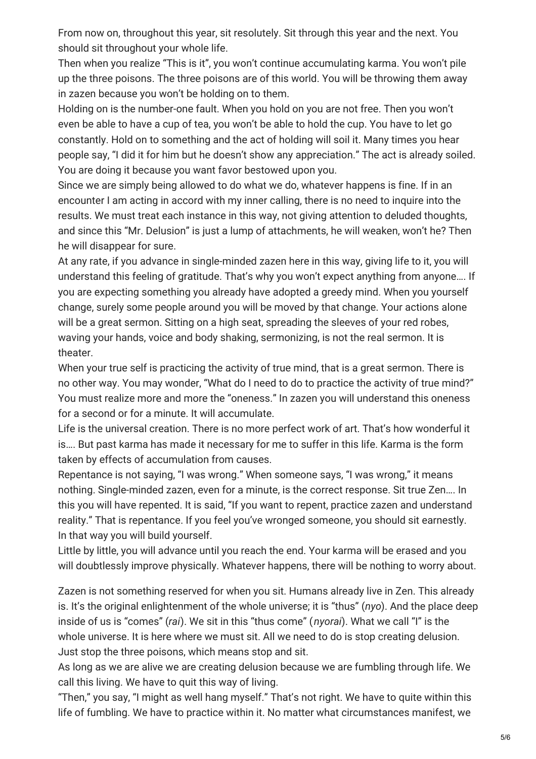From now on, throughout this year, sit resolutely. Sit through this year and the next. You should sit throughout your whole life.

Then when you realize "This is it", you won't continue accumulating karma. You won't pile up the three poisons. The three poisons are of this world. You will be throwing them away in zazen because you won't be holding on to them.

Holding on is the number-one fault. When you hold on you are not free. Then you won't even be able to have a cup of tea, you won't be able to hold the cup. You have to let go constantly. Hold on to something and the act of holding will soil it. Many times you hear people say, "I did it for him but he doesn't show any appreciation." The act is already soiled. You are doing it because you want favor bestowed upon you.

Since we are simply being allowed to do what we do, whatever happens is fine. If in an encounter I am acting in accord with my inner calling, there is no need to inquire into the results. We must treat each instance in this way, not giving attention to deluded thoughts, and since this "Mr. Delusion" is just a lump of attachments, he will weaken, won't he? Then he will disappear for sure.

At any rate, if you advance in single-minded zazen here in this way, giving life to it, you will understand this feeling of gratitude. That's why you won't expect anything from anyone…. If you are expecting something you already have adopted a greedy mind. When you yourself change, surely some people around you will be moved by that change. Your actions alone will be a great sermon. Sitting on a high seat, spreading the sleeves of your red robes, waving your hands, voice and body shaking, sermonizing, is not the real sermon. It is theater.

When your true self is practicing the activity of true mind, that is a great sermon. There is no other way. You may wonder, "What do I need to do to practice the activity of true mind?" You must realize more and more the "oneness." In zazen you will understand this oneness for a second or for a minute. It will accumulate.

Life is the universal creation. There is no more perfect work of art. That's how wonderful it is…. But past karma has made it necessary for me to suffer in this life. Karma is the form taken by effects of accumulation from causes.

Repentance is not saying, "I was wrong." When someone says, "I was wrong," it means nothing. Single-minded zazen, even for a minute, is the correct response. Sit true Zen…. In this you will have repented. It is said, "If you want to repent, practice zazen and understand reality." That is repentance. If you feel you've wronged someone, you should sit earnestly. In that way you will build yourself.

Little by little, you will advance until you reach the end. Your karma will be erased and you will doubtlessly improve physically. Whatever happens, there will be nothing to worry about.

Zazen is not something reserved for when you sit. Humans already live in Zen. This already is. It's the original enlightenment of the whole universe; it is "thus" (*nyo*). And the place deep inside of us is "comes" (*rai*). We sit in this "thus come" (*nyorai*). What we call "I" is the whole universe. It is here where we must sit. All we need to do is stop creating delusion. Just stop the three poisons, which means stop and sit.

As long as we are alive we are creating delusion because we are fumbling through life. We call this living. We have to quit this way of living.

"Then," you say, "I might as well hang myself." That's not right. We have to quite within this life of fumbling. We have to practice within it. No matter what circumstances manifest, we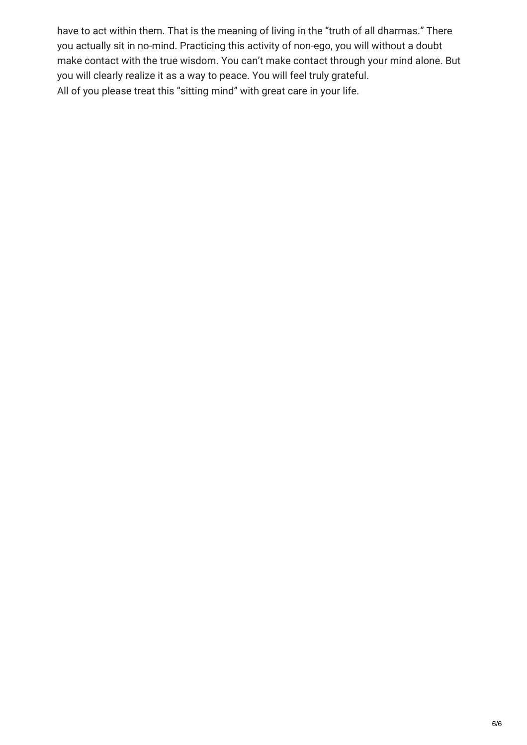have to act within them. That is the meaning of living in the “truth of all dharmas.” There you actually sit in no-mind. Practicing this activity of non-ego, you will without a doubt make contact with the true wisdom. You can’t make contact through your mind alone. But you will clearly realize it as a way to peace. You will feel truly grateful.

All of you please treat this “sitting mind” with great care in your life.